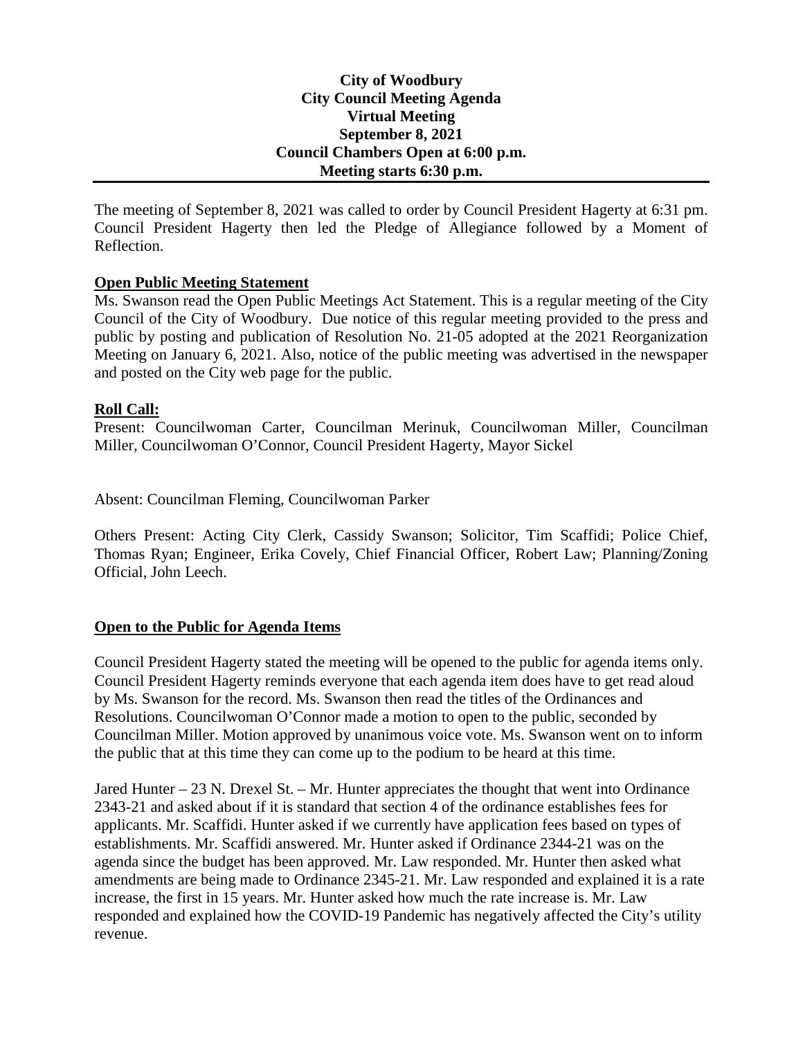**City of Woodbury**
**City Council Meeting Agenda**
**Virtual Meeting**
**September 8, 2021**
**Council Chambers Open at 6:00 p.m.**
**Meeting starts 6:30 p.m.**

---

The meeting of September 8, 2021 was called to order by Council President Hagerty at 6:31 pm. Council President Hagerty then led the Pledge of Allegiance followed by a Moment of Reflection.

**Open Public Meeting Statement**

Ms. Swanson read the Open Public Meetings Act Statement. This is a regular meeting of the City Council of the City of Woodbury. Due notice of this regular meeting provided to the press and public by posting and publication of Resolution No. 21-05 adopted at the 2021 Reorganization Meeting on January 6, 2021. Also, notice of the public meeting was advertised in the newspaper and posted on the City web page for the public.

**Roll Call:**

Present: Councilwoman Carter, Councilman Merinuk, Councilwoman Miller, Councilman Miller, Councilwoman O'Connor, Council President Hagerty, Mayor Sickel

Absent: Councilman Fleming, Councilwoman Parker

Others Present: Acting City Clerk, Cassidy Swanson; Solicitor, Tim Scaffidi; Police Chief, Thomas Ryan; Engineer, Erika Covely, Chief Financial Officer, Robert Law; Planning/Zoning Official, John Leech.

**Open to the Public for Agenda Items**

Council President Hagerty stated the meeting will be opened to the public for agenda items only. Council President Hagerty reminds everyone that each agenda item does have to get read aloud by Ms. Swanson for the record. Ms. Swanson then read the titles of the Ordinances and Resolutions. Councilwoman O'Connor made a motion to open to the public, seconded by Councilman Miller. Motion approved by unanimous voice vote. Ms. Swanson went on to inform the public that at this time they can come up to the podium to be heard at this time.

Jared Hunter – 23 N. Drexel St. – Mr. Hunter appreciates the thought that went into Ordinance 2343-21 and asked about if it is standard that section 4 of the ordinance establishes fees for applicants. Mr. Scaffidi. Hunter asked if we currently have application fees based on types of establishments. Mr. Scaffidi answered. Mr. Hunter asked if Ordinance 2344-21 was on the agenda since the budget has been approved. Mr. Law responded. Mr. Hunter then asked what amendments are being made to Ordinance 2345-21. Mr. Law responded and explained it is a rate increase, the first in 15 years. Mr. Hunter asked how much the rate increase is. Mr. Law responded and explained how the COVID-19 Pandemic has negatively affected the City's utility revenue.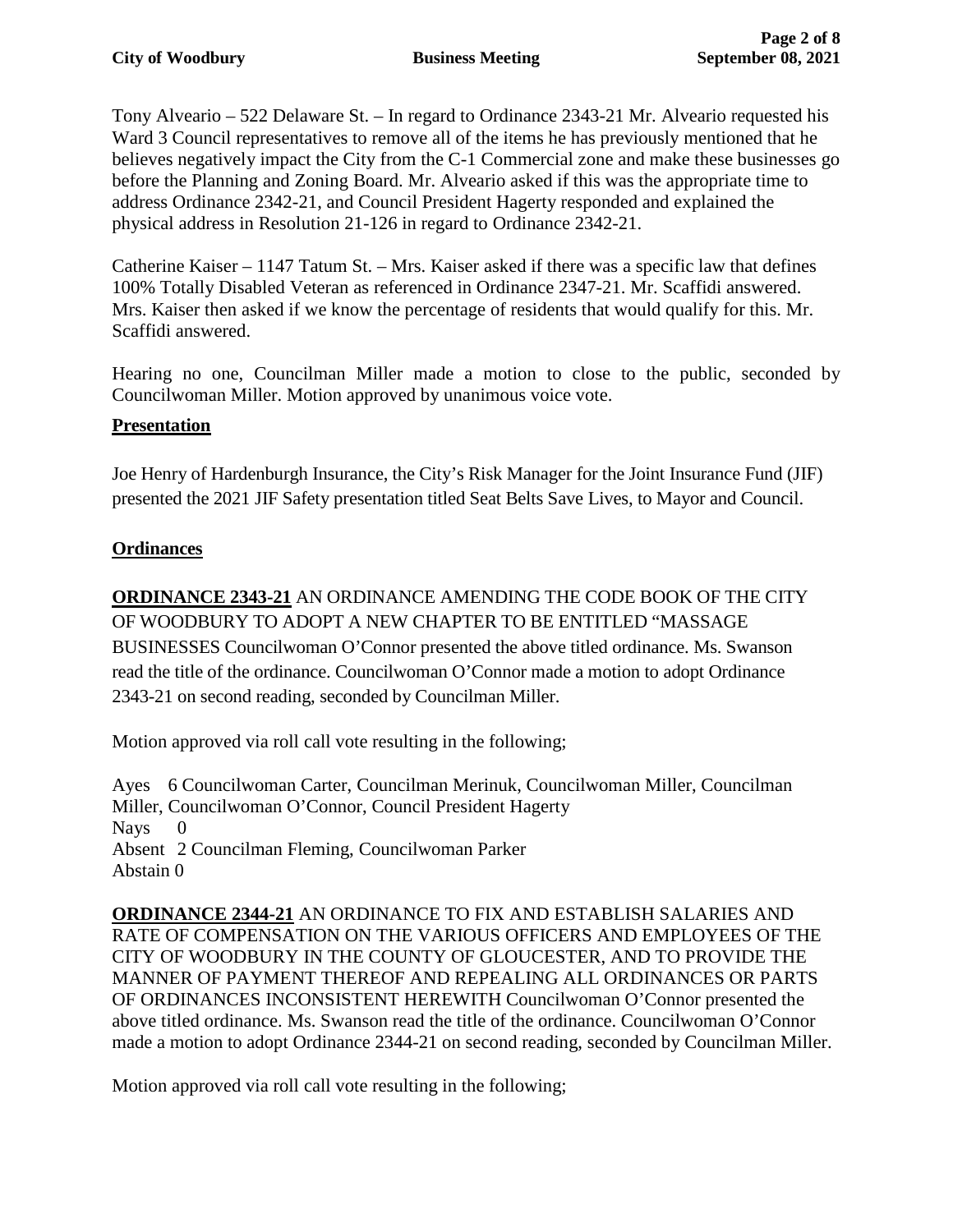Tony Alveario – 522 Delaware St. – In regard to Ordinance 2343-21 Mr. Alveario requested his Ward 3 Council representatives to remove all of the items he has previously mentioned that he believes negatively impact the City from the C-1 Commercial zone and make these businesses go before the Planning and Zoning Board. Mr. Alveario asked if this was the appropriate time to address Ordinance 2342-21, and Council President Hagerty responded and explained the physical address in Resolution 21-126 in regard to Ordinance 2342-21.

Catherine Kaiser – 1147 Tatum St. – Mrs. Kaiser asked if there was a specific law that defines 100% Totally Disabled Veteran as referenced in Ordinance 2347-21. Mr. Scaffidi answered. Mrs. Kaiser then asked if we know the percentage of residents that would qualify for this. Mr. Scaffidi answered.

Hearing no one, Councilman Miller made a motion to close to the public, seconded by Councilwoman Miller. Motion approved by unanimous voice vote.

## Presentation

Joe Henry of Hardenburgh Insurance, the City's Risk Manager for the Joint Insurance Fund (JIF) presented the 2021 JIF Safety presentation titled Seat Belts Save Lives, to Mayor and Council.

## Ordinances

**ORDINANCE 2343-21** AN ORDINANCE AMENDING THE CODE BOOK OF THE CITY OF WOODBURY TO ADOPT A NEW CHAPTER TO BE ENTITLED "MASSAGE BUSINESSES Councilwoman O'Connor presented the above titled ordinance. Ms. Swanson read the title of the ordinance. Councilwoman O'Connor made a motion to adopt Ordinance 2343-21 on second reading, seconded by Councilman Miller.

Motion approved via roll call vote resulting in the following;

Ayes 6 Councilwoman Carter, Councilman Merinuk, Councilwoman Miller, Councilman Miller, Councilwoman O'Connor, Council President Hagerty
Nays 0
Absent 2 Councilman Fleming, Councilwoman Parker
Abstain 0

**ORDINANCE 2344-21** AN ORDINANCE TO FIX AND ESTABLISH SALARIES AND RATE OF COMPENSATION ON THE VARIOUS OFFICERS AND EMPLOYEES OF THE CITY OF WOODBURY IN THE COUNTY OF GLOUCESTER, AND TO PROVIDE THE MANNER OF PAYMENT THEREOF AND REPEALING ALL ORDINANCES OR PARTS OF ORDINANCES INCONSISTENT HEREWITH Councilwoman O'Connor presented the above titled ordinance. Ms. Swanson read the title of the ordinance. Councilwoman O'Connor made a motion to adopt Ordinance 2344-21 on second reading, seconded by Councilman Miller.

Motion approved via roll call vote resulting in the following;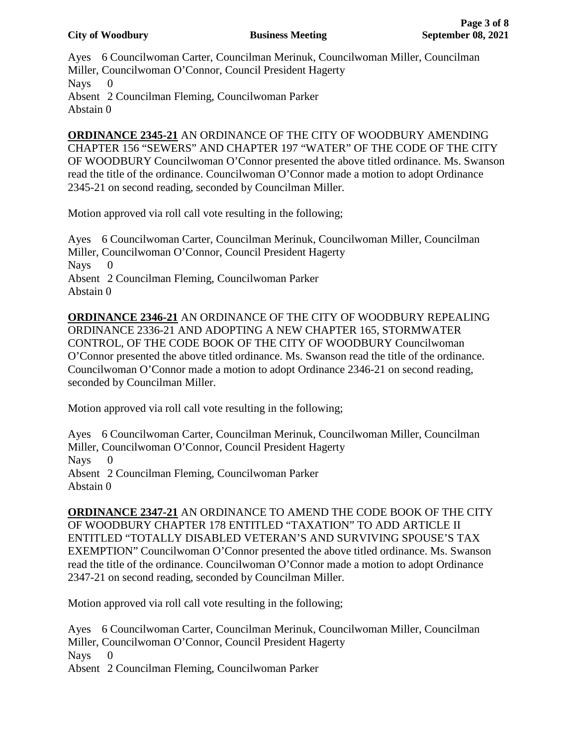Ayes 6 Councilwoman Carter, Councilman Merinuk, Councilwoman Miller, Councilman Miller, Councilwoman O'Connor, Council President Hagerty
Nays 0
Absent 2 Councilman Fleming, Councilwoman Parker
Abstain 0

**ORDINANCE 2345-21** AN ORDINANCE OF THE CITY OF WOODBURY AMENDING CHAPTER 156 "SEWERS" AND CHAPTER 197 "WATER" OF THE CODE OF THE CITY OF WOODBURY Councilwoman O'Connor presented the above titled ordinance. Ms. Swanson read the title of the ordinance. Councilwoman O'Connor made a motion to adopt Ordinance 2345-21 on second reading, seconded by Councilman Miller.

Motion approved via roll call vote resulting in the following;

Ayes 6 Councilwoman Carter, Councilman Merinuk, Councilwoman Miller, Councilman Miller, Councilwoman O'Connor, Council President Hagerty
Nays 0
Absent 2 Councilman Fleming, Councilwoman Parker
Abstain 0

**ORDINANCE 2346-21** AN ORDINANCE OF THE CITY OF WOODBURY REPEALING ORDINANCE 2336-21 AND ADOPTING A NEW CHAPTER 165, STORMWATER CONTROL, OF THE CODE BOOK OF THE CITY OF WOODBURY Councilwoman O'Connor presented the above titled ordinance. Ms. Swanson read the title of the ordinance. Councilwoman O'Connor made a motion to adopt Ordinance 2346-21 on second reading, seconded by Councilman Miller.

Motion approved via roll call vote resulting in the following;

Ayes 6 Councilwoman Carter, Councilman Merinuk, Councilwoman Miller, Councilman Miller, Councilwoman O'Connor, Council President Hagerty
Nays 0
Absent 2 Councilman Fleming, Councilwoman Parker
Abstain 0

**ORDINANCE 2347-21** AN ORDINANCE TO AMEND THE CODE BOOK OF THE CITY OF WOODBURY CHAPTER 178 ENTITLED "TAXATION" TO ADD ARTICLE II ENTITLED "TOTALLY DISABLED VETERAN'S AND SURVIVING SPOUSE'S TAX EXEMPTION" Councilwoman O'Connor presented the above titled ordinance. Ms. Swanson read the title of the ordinance. Councilwoman O'Connor made a motion to adopt Ordinance 2347-21 on second reading, seconded by Councilman Miller.

Motion approved via roll call vote resulting in the following;

Ayes 6 Councilwoman Carter, Councilman Merinuk, Councilwoman Miller, Councilman Miller, Councilwoman O'Connor, Council President Hagerty
Nays 0
Absent 2 Councilman Fleming, Councilwoman Parker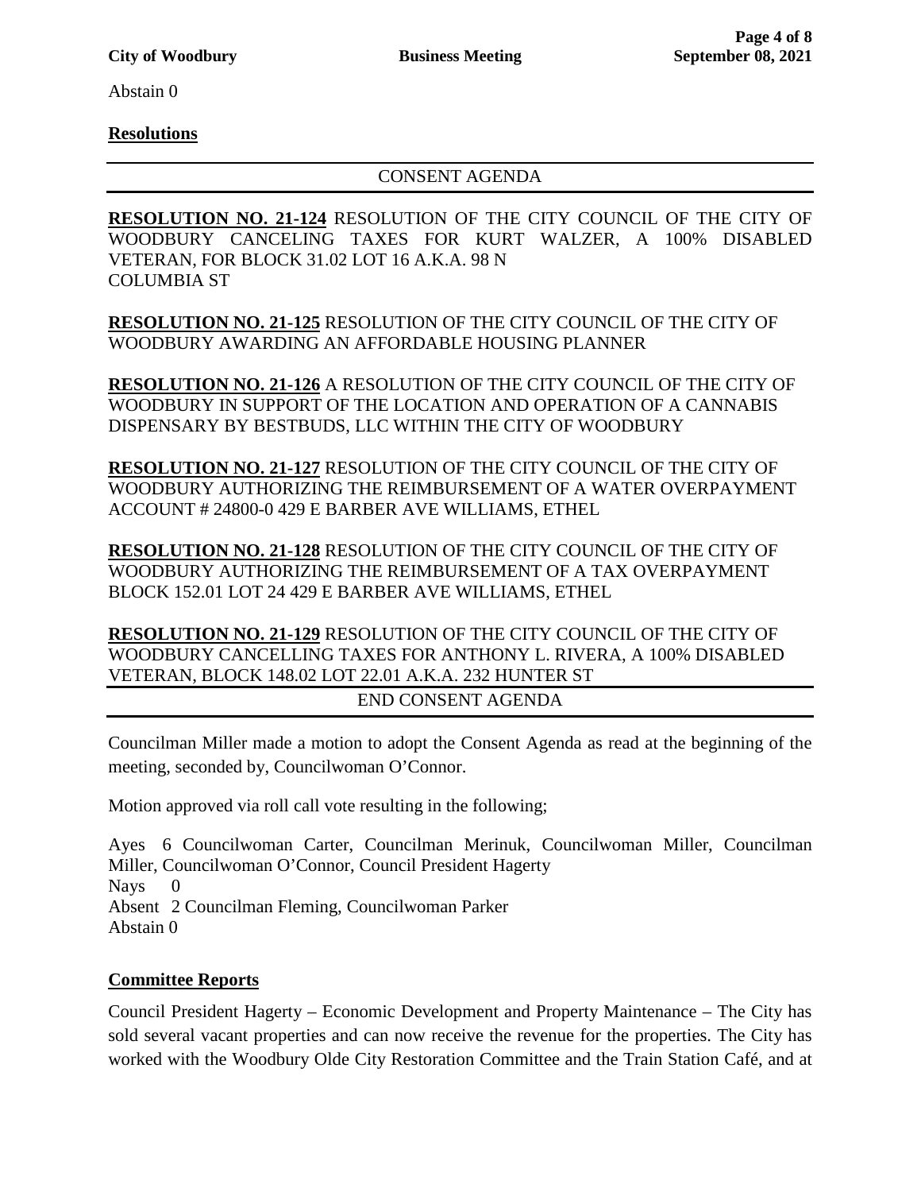Abstain 0

**Resolutions**

---

CONSENT AGENDA

---

**RESOLUTION NO. 21-124** RESOLUTION OF THE CITY COUNCIL OF THE CITY OF WOODBURY CANCELING TAXES FOR KURT WALZER, A 100% DISABLED VETERAN, FOR BLOCK 31.02 LOT 16 A.K.A. 98 N COLUMBIA ST

**RESOLUTION NO. 21-125** RESOLUTION OF THE CITY COUNCIL OF THE CITY OF WOODBURY AWARDING AN AFFORDABLE HOUSING PLANNER

**RESOLUTION NO. 21-126** A RESOLUTION OF THE CITY COUNCIL OF THE CITY OF WOODBURY IN SUPPORT OF THE LOCATION AND OPERATION OF A CANNABIS DISPENSARY BY BESTBUDS, LLC WITHIN THE CITY OF WOODBURY

**RESOLUTION NO. 21-127** RESOLUTION OF THE CITY COUNCIL OF THE CITY OF WOODBURY AUTHORIZING THE REIMBURSEMENT OF A WATER OVERPAYMENT ACCOUNT # 24800-0 429 E BARBER AVE WILLIAMS, ETHEL

**RESOLUTION NO. 21-128** RESOLUTION OF THE CITY COUNCIL OF THE CITY OF WOODBURY AUTHORIZING THE REIMBURSEMENT OF A TAX OVERPAYMENT BLOCK 152.01 LOT 24 429 E BARBER AVE WILLIAMS, ETHEL

**RESOLUTION NO. 21-129** RESOLUTION OF THE CITY COUNCIL OF THE CITY OF WOODBURY CANCELLING TAXES FOR ANTHONY L. RIVERA, A 100% DISABLED VETERAN, BLOCK 148.02 LOT 22.01 A.K.A. 232 HUNTER ST

---

END CONSENT AGENDA

---

Councilman Miller made a motion to adopt the Consent Agenda as read at the beginning of the meeting, seconded by, Councilwoman O'Connor.

Motion approved via roll call vote resulting in the following;

Ayes 6 Councilwoman Carter, Councilman Merinuk, Councilwoman Miller, Councilman Miller, Councilwoman O'Connor, Council President Hagerty
Nays 0
Absent 2 Councilman Fleming, Councilwoman Parker
Abstain 0

**Committee Reports**

Council President Hagerty – Economic Development and Property Maintenance – The City has sold several vacant properties and can now receive the revenue for the properties. The City has worked with the Woodbury Olde City Restoration Committee and the Train Station Café, and at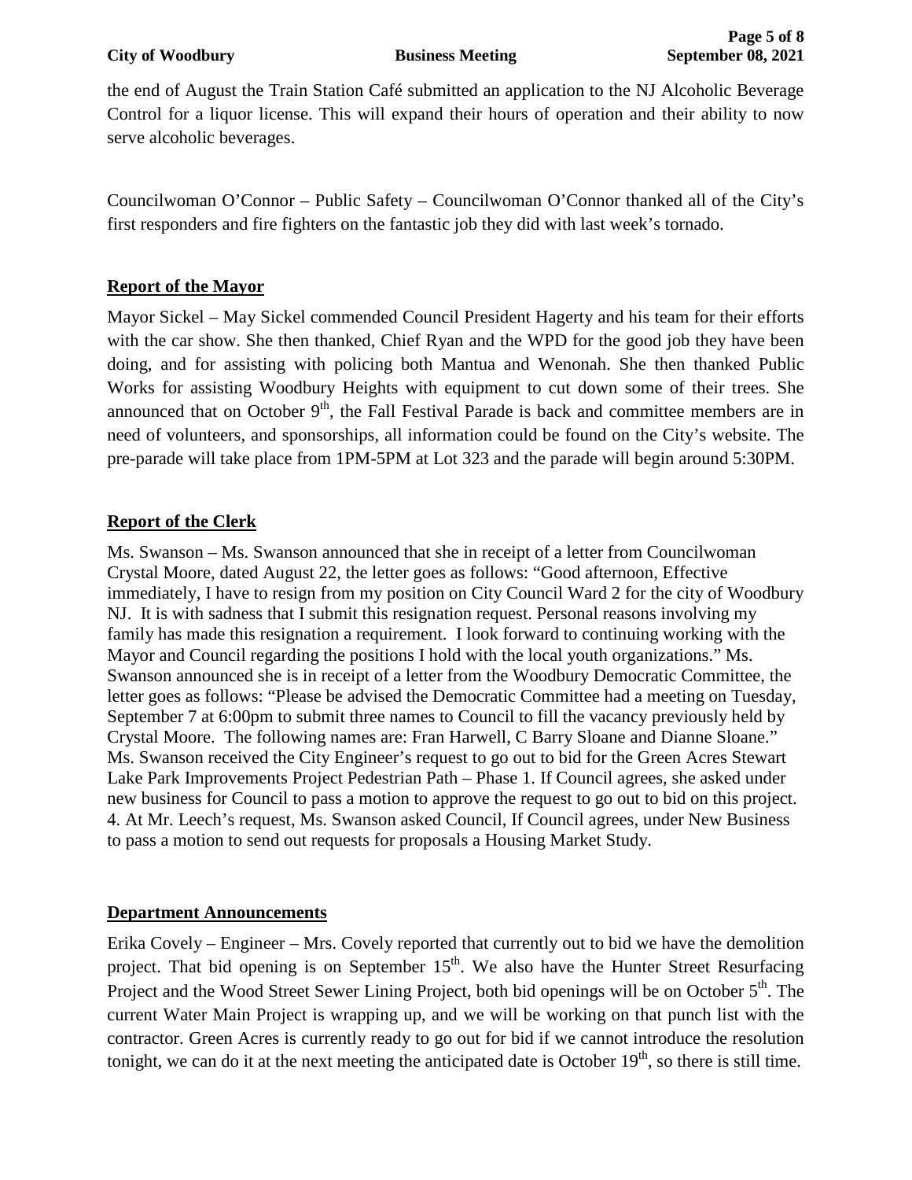the end of August the Train Station Café submitted an application to the NJ Alcoholic Beverage Control for a liquor license. This will expand their hours of operation and their ability to now serve alcoholic beverages.

Councilwoman O'Connor – Public Safety – Councilwoman O'Connor thanked all of the City's first responders and fire fighters on the fantastic job they did with last week's tornado.

## Report of the Mayor

Mayor Sickel – May Sickel commended Council President Hagerty and his team for their efforts with the car show. She then thanked, Chief Ryan and the WPD for the good job they have been doing, and for assisting with policing both Mantua and Wenonah. She then thanked Public Works for assisting Woodbury Heights with equipment to cut down some of their trees. She announced that on October 9th, the Fall Festival Parade is back and committee members are in need of volunteers, and sponsorships, all information could be found on the City's website. The pre-parade will take place from 1PM-5PM at Lot 323 and the parade will begin around 5:30PM.

## Report of the Clerk

Ms. Swanson – Ms. Swanson announced that she in receipt of a letter from Councilwoman Crystal Moore, dated August 22, the letter goes as follows: "Good afternoon, Effective immediately, I have to resign from my position on City Council Ward 2 for the city of Woodbury NJ. It is with sadness that I submit this resignation request. Personal reasons involving my family has made this resignation a requirement. I look forward to continuing working with the Mayor and Council regarding the positions I hold with the local youth organizations." Ms. Swanson announced she is in receipt of a letter from the Woodbury Democratic Committee, the letter goes as follows: "Please be advised the Democratic Committee had a meeting on Tuesday, September 7 at 6:00pm to submit three names to Council to fill the vacancy previously held by Crystal Moore. The following names are: Fran Harwell, C Barry Sloane and Dianne Sloane." Ms. Swanson received the City Engineer's request to go out to bid for the Green Acres Stewart Lake Park Improvements Project Pedestrian Path – Phase 1. If Council agrees, she asked under new business for Council to pass a motion to approve the request to go out to bid on this project. 4. At Mr. Leech's request, Ms. Swanson asked Council, If Council agrees, under New Business to pass a motion to send out requests for proposals a Housing Market Study.

## Department Announcements

Erika Covely – Engineer – Mrs. Covely reported that currently out to bid we have the demolition project. That bid opening is on September 15th. We also have the Hunter Street Resurfacing Project and the Wood Street Sewer Lining Project, both bid openings will be on October 5th. The current Water Main Project is wrapping up, and we will be working on that punch list with the contractor. Green Acres is currently ready to go out for bid if we cannot introduce the resolution tonight, we can do it at the next meeting the anticipated date is October 19th, so there is still time.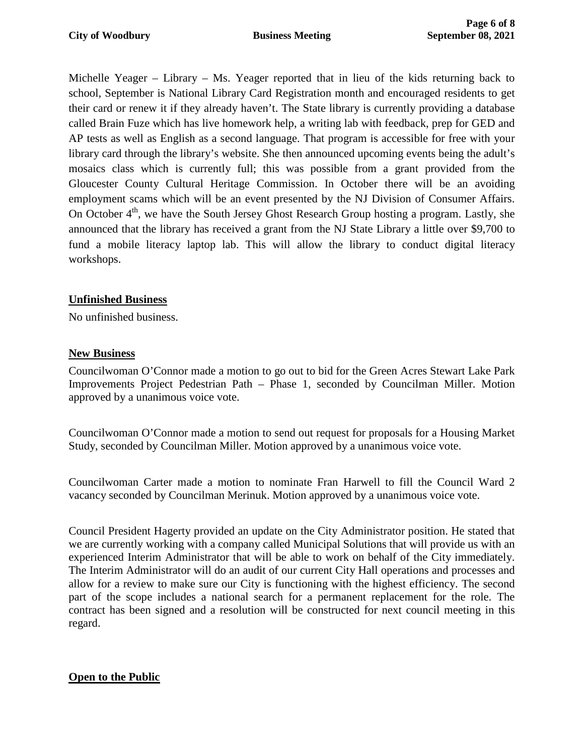Michelle Yeager – Library – Ms. Yeager reported that in lieu of the kids returning back to school, September is National Library Card Registration month and encouraged residents to get their card or renew it if they already haven't. The State library is currently providing a database called Brain Fuze which has live homework help, a writing lab with feedback, prep for GED and AP tests as well as English as a second language. That program is accessible for free with your library card through the library's website. She then announced upcoming events being the adult's mosaics class which is currently full; this was possible from a grant provided from the Gloucester County Cultural Heritage Commission. In October there will be an avoiding employment scams which will be an event presented by the NJ Division of Consumer Affairs. On October 4th, we have the South Jersey Ghost Research Group hosting a program. Lastly, she announced that the library has received a grant from the NJ State Library a little over $9,700 to fund a mobile literacy laptop lab. This will allow the library to conduct digital literacy workshops.

**Unfinished Business**

No unfinished business.

**New Business**

Councilwoman O'Connor made a motion to go out to bid for the Green Acres Stewart Lake Park Improvements Project Pedestrian Path – Phase 1, seconded by Councilman Miller. Motion approved by a unanimous voice vote.

Councilwoman O'Connor made a motion to send out request for proposals for a Housing Market Study, seconded by Councilman Miller. Motion approved by a unanimous voice vote.

Councilwoman Carter made a motion to nominate Fran Harwell to fill the Council Ward 2 vacancy seconded by Councilman Merinuk. Motion approved by a unanimous voice vote.

Council President Hagerty provided an update on the City Administrator position. He stated that we are currently working with a company called Municipal Solutions that will provide us with an experienced Interim Administrator that will be able to work on behalf of the City immediately. The Interim Administrator will do an audit of our current City Hall operations and processes and allow for a review to make sure our City is functioning with the highest efficiency. The second part of the scope includes a national search for a permanent replacement for the role. The contract has been signed and a resolution will be constructed for next council meeting in this regard.

**Open to the Public**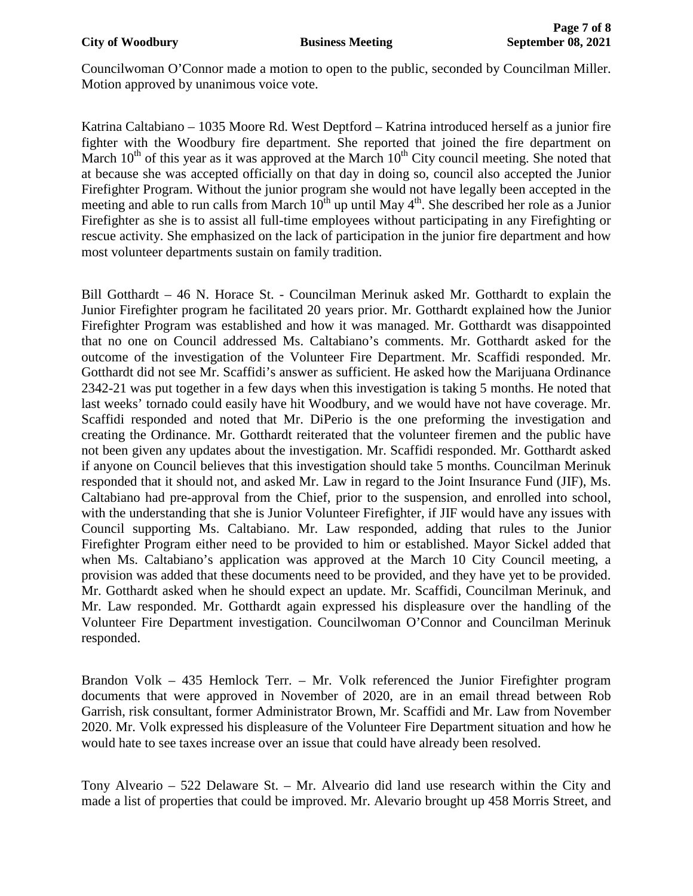Councilwoman O'Connor made a motion to open to the public, seconded by Councilman Miller. Motion approved by unanimous voice vote.

Katrina Caltabiano – 1035 Moore Rd. West Deptford – Katrina introduced herself as a junior fire fighter with the Woodbury fire department. She reported that joined the fire department on March 10th of this year as it was approved at the March 10th City council meeting. She noted that at because she was accepted officially on that day in doing so, council also accepted the Junior Firefighter Program. Without the junior program she would not have legally been accepted in the meeting and able to run calls from March 10th up until May 4th. She described her role as a Junior Firefighter as she is to assist all full-time employees without participating in any Firefighting or rescue activity. She emphasized on the lack of participation in the junior fire department and how most volunteer departments sustain on family tradition.

Bill Gotthardt – 46 N. Horace St. - Councilman Merinuk asked Mr. Gotthardt to explain the Junior Firefighter program he facilitated 20 years prior. Mr. Gotthardt explained how the Junior Firefighter Program was established and how it was managed. Mr. Gotthardt was disappointed that no one on Council addressed Ms. Caltabiano's comments. Mr. Gotthardt asked for the outcome of the investigation of the Volunteer Fire Department. Mr. Scaffidi responded. Mr. Gotthardt did not see Mr. Scaffidi's answer as sufficient. He asked how the Marijuana Ordinance 2342-21 was put together in a few days when this investigation is taking 5 months. He noted that last weeks' tornado could easily have hit Woodbury, and we would have not have coverage. Mr. Scaffidi responded and noted that Mr. DiPerio is the one preforming the investigation and creating the Ordinance. Mr. Gotthardt reiterated that the volunteer firemen and the public have not been given any updates about the investigation. Mr. Scaffidi responded. Mr. Gotthardt asked if anyone on Council believes that this investigation should take 5 months. Councilman Merinuk responded that it should not, and asked Mr. Law in regard to the Joint Insurance Fund (JIF), Ms. Caltabiano had pre-approval from the Chief, prior to the suspension, and enrolled into school, with the understanding that she is Junior Volunteer Firefighter, if JIF would have any issues with Council supporting Ms. Caltabiano. Mr. Law responded, adding that rules to the Junior Firefighter Program either need to be provided to him or established. Mayor Sickel added that when Ms. Caltabiano's application was approved at the March 10 City Council meeting, a provision was added that these documents need to be provided, and they have yet to be provided. Mr. Gotthardt asked when he should expect an update. Mr. Scaffidi, Councilman Merinuk, and Mr. Law responded. Mr. Gotthardt again expressed his displeasure over the handling of the Volunteer Fire Department investigation. Councilwoman O'Connor and Councilman Merinuk responded.

Brandon Volk – 435 Hemlock Terr. – Mr. Volk referenced the Junior Firefighter program documents that were approved in November of 2020, are in an email thread between Rob Garrish, risk consultant, former Administrator Brown, Mr. Scaffidi and Mr. Law from November 2020. Mr. Volk expressed his displeasure of the Volunteer Fire Department situation and how he would hate to see taxes increase over an issue that could have already been resolved.

Tony Alveario – 522 Delaware St. – Mr. Alveario did land use research within the City and made a list of properties that could be improved. Mr. Alevario brought up 458 Morris Street, and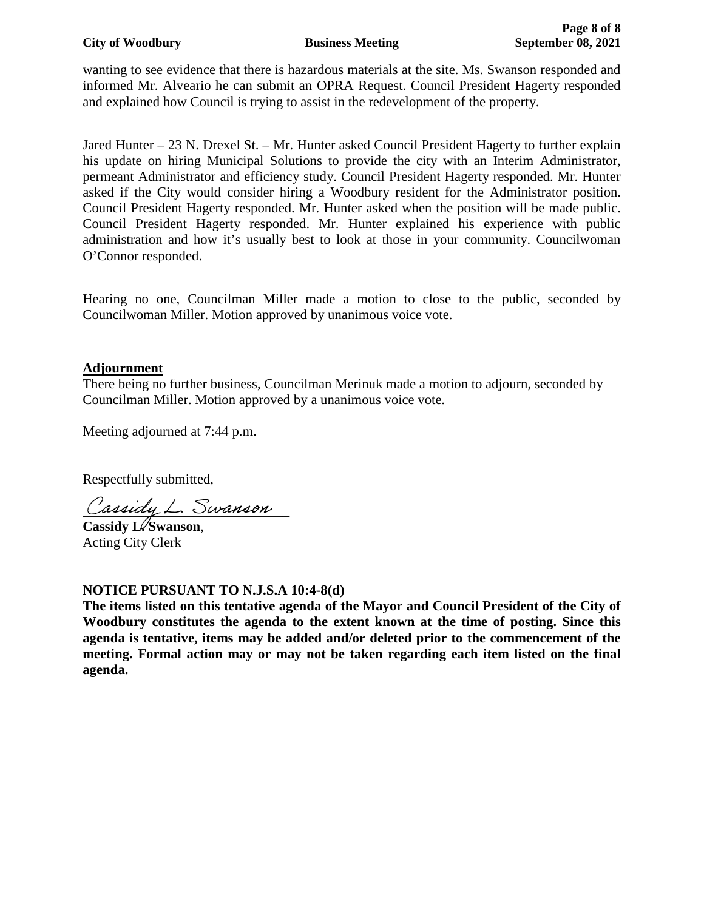wanting to see evidence that there is hazardous materials at the site. Ms. Swanson responded and informed Mr. Alveario he can submit an OPRA Request. Council President Hagerty responded and explained how Council is trying to assist in the redevelopment of the property.

Jared Hunter – 23 N. Drexel St. – Mr. Hunter asked Council President Hagerty to further explain his update on hiring Municipal Solutions to provide the city with an Interim Administrator, permeant Administrator and efficiency study. Council President Hagerty responded. Mr. Hunter asked if the City would consider hiring a Woodbury resident for the Administrator position. Council President Hagerty responded. Mr. Hunter asked when the position will be made public. Council President Hagerty responded. Mr. Hunter explained his experience with public administration and how it's usually best to look at those in your community. Councilwoman O'Connor responded.

Hearing no one, Councilman Miller made a motion to close to the public, seconded by Councilwoman Miller. Motion approved by unanimous voice vote.

**Adjournment**

There being no further business, Councilman Merinuk made a motion to adjourn, seconded by Councilman Miller. Motion approved by a unanimous voice vote.

Meeting adjourned at 7:44 p.m.

Respectfully submitted,

*Cassidy L. Swanson*

**Cassidy L. Swanson**,
Acting City Clerk

**NOTICE PURSUANT TO N.J.S.A 10:4-8(d)**

**The items listed on this tentative agenda of the Mayor and Council President of the City of Woodbury constitutes the agenda to the extent known at the time of posting. Since this agenda is tentative, items may be added and/or deleted prior to the commencement of the meeting. Formal action may or may not be taken regarding each item listed on the final agenda.**